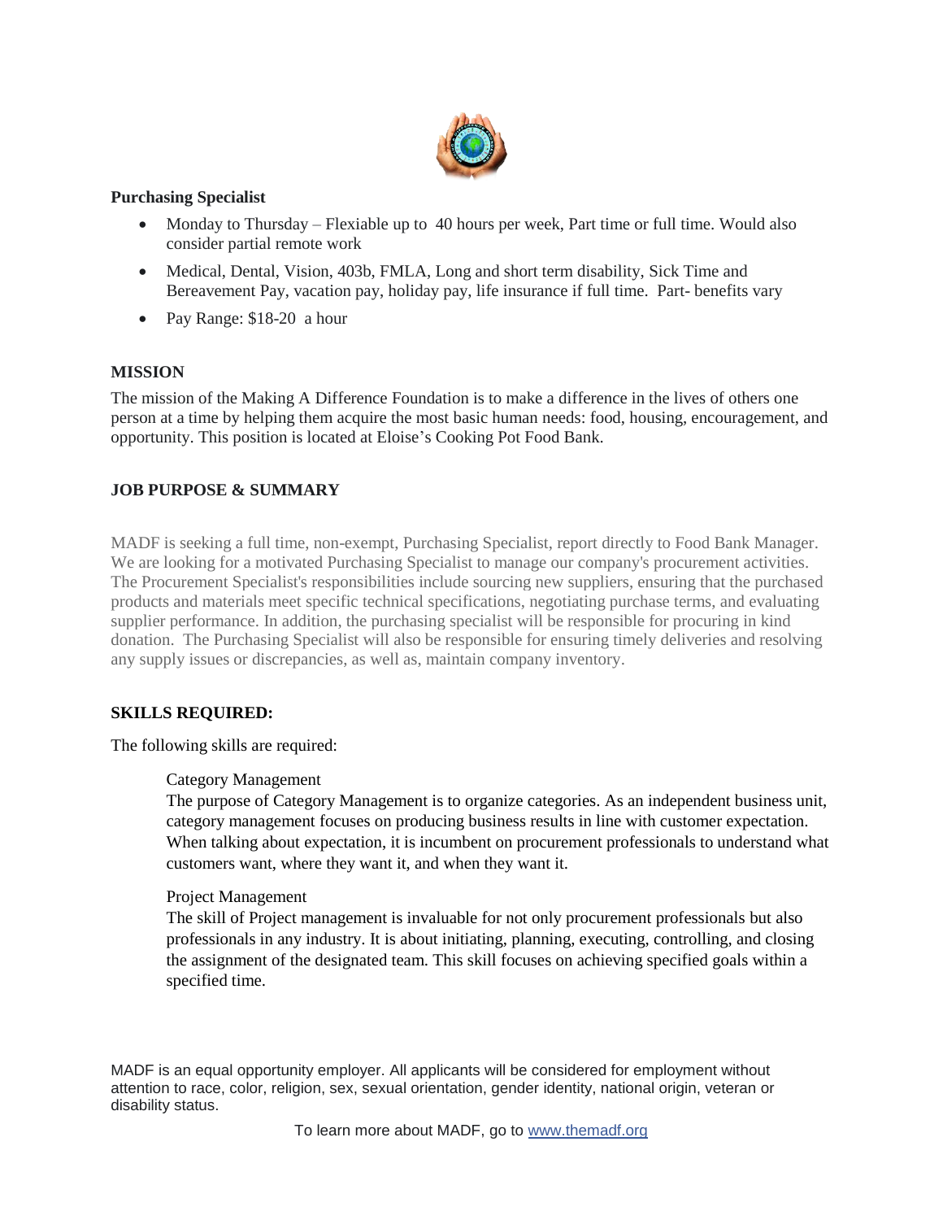**Purchasing Specialist**

- Monday to Thursday – Flexiable up to 40 hours per week, Part time or full time. Would also consider partial remote work
- Medical, Dental, Vision, 403b, FMLA, Long and short term disability, Sick Time and Bereavement Pay, vacation pay, holiday pay, life insurance if full time. Part- benefits vary
- Pay Range: $18-20 a hour

**MISSION**

The mission of the Making A Difference Foundation is to make a difference in the lives of others one person at a time by helping them acquire the most basic human needs: food, housing, encouragement, and opportunity. This position is located at Eloise's Cooking Pot Food Bank.

**JOB PURPOSE & SUMMARY**

MADF is seeking a full time, non-exempt, Purchasing Specialist, report directly to Food Bank Manager. We are looking for a motivated Purchasing Specialist to manage our company's procurement activities. The Procurement Specialist's responsibilities include sourcing new suppliers, ensuring that the purchased products and materials meet specific technical specifications, negotiating purchase terms, and evaluating supplier performance. In addition, the purchasing specialist will be responsible for procuring in kind donation. The Purchasing Specialist will also be responsible for ensuring timely deliveries and resolving any supply issues or discrepancies, as well as, maintain company inventory.

**SKILLS REQUIRED:**

The following skills are required:

Category Management

The purpose of Category Management is to organize categories. As an independent business unit, category management focuses on producing business results in line with customer expectation. When talking about expectation, it is incumbent on procurement professionals to understand what customers want, where they want it, and when they want it.

Project Management

The skill of Project management is invaluable for not only procurement professionals but also professionals in any industry. It is about initiating, planning, executing, controlling, and closing the assignment of the designated team. This skill focuses on achieving specified goals within a specified time.

MADF is an equal opportunity employer. All applicants will be considered for employment without attention to race, color, religion, sex, sexual orientation, gender identity, national origin, veteran or disability status.

To learn more about MADF, go to [www.themadf.org](www.themadf.org)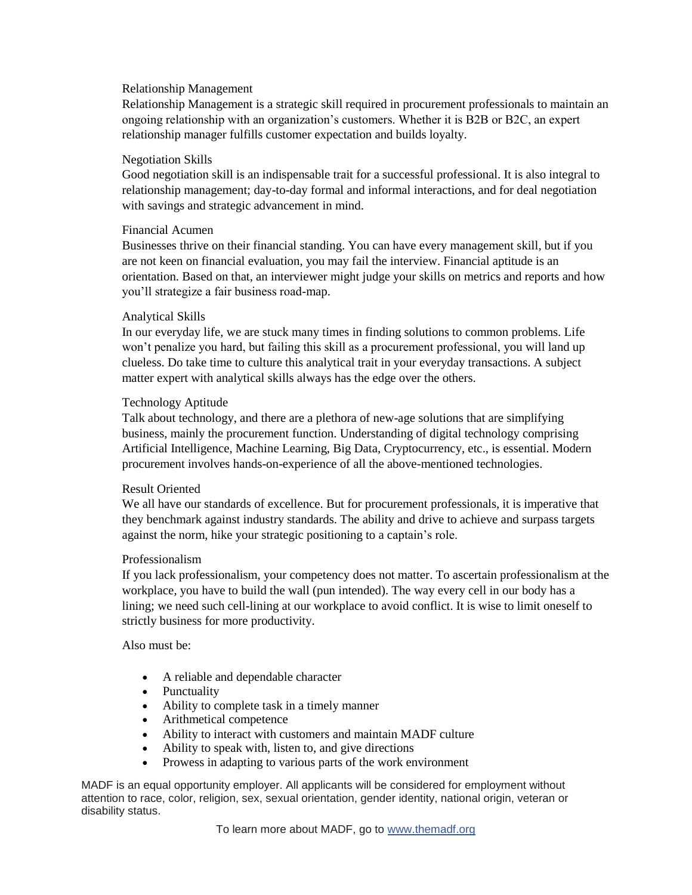### Relationship Management

Relationship Management is a strategic skill required in procurement professionals to maintain an ongoing relationship with an organization's customers. Whether it is B2B or B2C, an expert relationship manager fulfills customer expectation and builds loyalty.

### Negotiation Skills

Good negotiation skill is an indispensable trait for a successful professional. It is also integral to relationship management; day-to-day formal and informal interactions, and for deal negotiation with savings and strategic advancement in mind.

### Financial Acumen

Businesses thrive on their financial standing. You can have every management skill, but if you are not keen on financial evaluation, you may fail the interview. Financial aptitude is an orientation. Based on that, an interviewer might judge your skills on metrics and reports and how you'll strategize a fair business road-map.

### Analytical Skills

In our everyday life, we are stuck many times in finding solutions to common problems. Life won't penalize you hard, but failing this skill as a procurement professional, you will land up clueless. Do take time to culture this analytical trait in your everyday transactions. A subject matter expert with analytical skills always has the edge over the others.

### Technology Aptitude

Talk about technology, and there are a plethora of new-age solutions that are simplifying business, mainly the procurement function. Understanding of digital technology comprising Artificial Intelligence, Machine Learning, Big Data, Cryptocurrency, etc., is essential. Modern procurement involves hands-on-experience of all the above-mentioned technologies.

### Result Oriented

We all have our standards of excellence. But for procurement professionals, it is imperative that they benchmark against industry standards. The ability and drive to achieve and surpass targets against the norm, hike your strategic positioning to a captain's role.

### Professionalism

If you lack professionalism, your competency does not matter. To ascertain professionalism at the workplace, you have to build the wall (pun intended). The way every cell in our body has a lining; we need such cell-lining at our workplace to avoid conflict. It is wise to limit oneself to strictly business for more productivity.

Also must be:

- A reliable and dependable character
- Punctuality
- Ability to complete task in a timely manner
- Arithmetical competence
- Ability to interact with customers and maintain MADF culture
- Ability to speak with, listen to, and give directions
- Prowess in adapting to various parts of the work environment

MADF is an equal opportunity employer. All applicants will be considered for employment without attention to race, color, religion, sex, sexual orientation, gender identity, national origin, veteran or disability status.

To learn more about MADF, go to [www.themadf.org](http://www.themadf.org)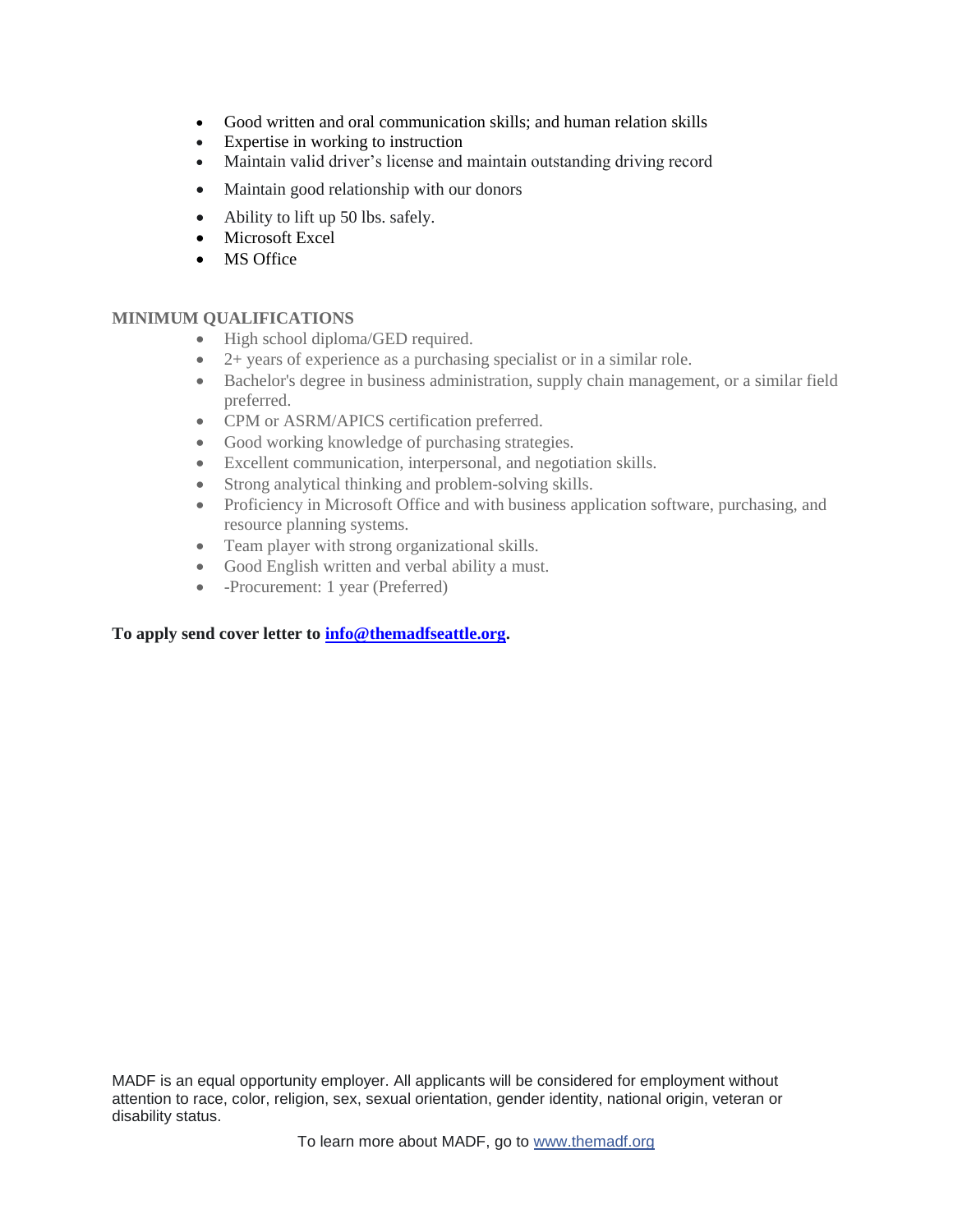- Good written and oral communication skills; and human relation skills
- Expertise in working to instruction
- Maintain valid driver's license and maintain outstanding driving record
- Maintain good relationship with our donors
- Ability to lift up 50 lbs. safely.
- Microsoft Excel
- MS Office

**MINIMUM QUALIFICATIONS**

- High school diploma/GED required.
- 2+ years of experience as a purchasing specialist or in a similar role.
- Bachelor's degree in business administration, supply chain management, or a similar field preferred.
- CPM or ASRM/APICS certification preferred.
- Good working knowledge of purchasing strategies.
- Excellent communication, interpersonal, and negotiation skills.
- Strong analytical thinking and problem-solving skills.
- Proficiency in Microsoft Office and with business application software, purchasing, and resource planning systems.
- Team player with strong organizational skills.
- Good English written and verbal ability a must.
- -Procurement: 1 year (Preferred)

**To apply send cover letter to [info@themadfseattle.org](mailto:info@themadfseattle.org).**

MADF is an equal opportunity employer. All applicants will be considered for employment without attention to race, color, religion, sex, sexual orientation, gender identity, national origin, veteran or disability status.

To learn more about MADF, go to [www.themadf.org](http://www.themadf.org)